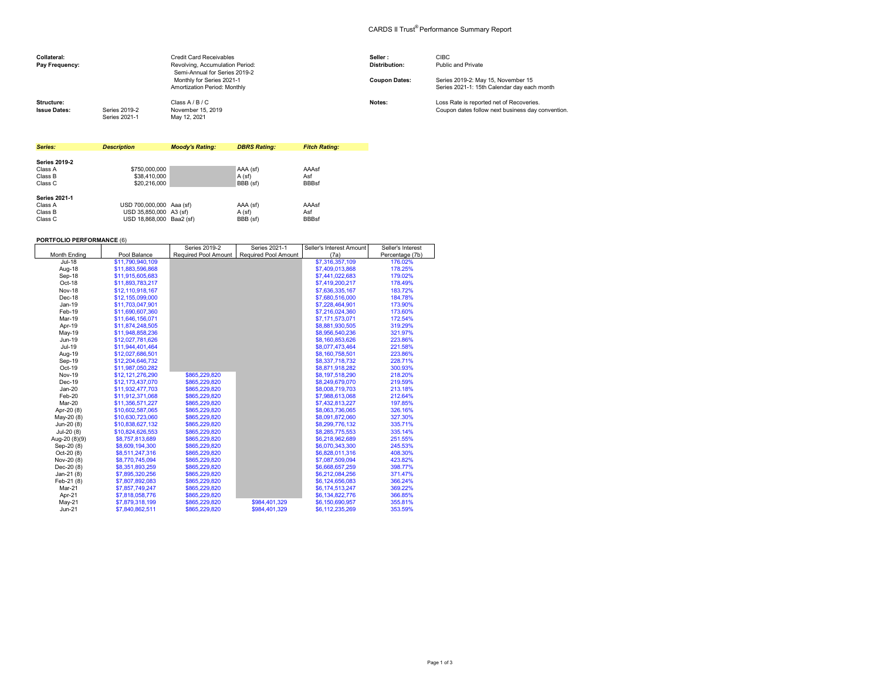# CARDS II Trust® Performance Summary Report

| | | | |
|---|---|---|---|
| **Collateral:** | Credit Card Receivables | **Seller :** | CIBC |
| **Pay Frequency:** | Revolving, Accumulation Period: Semi-Annual for Series 2019-2; Monthly for Series 2021-1; Amortization Period: Monthly | **Distribution:** | Public and Private |
| | | **Coupon Dates:** | Series 2019-2: May 15, November 15; Series 2021-1: 15th Calendar day each month |
| **Structure:** | Class A / B / C | **Notes:** | Loss Rate is reported net of Recoveries. Coupon dates follow next business day convention. |
| **Issue Dates:** | Series 2019-2: November 15, 2019; Series 2021-1: May 12, 2021 | | |

| *Series:* | *Description* | *Moody's Rating:* | *DBRS Rating:* | *Fitch Rating:* |
|---|---|---|---|---|
| **Series 2019-2** | | | | |
| Class A | $750,000,000 | | AAA (sf) | AAAsf |
| Class B | $38,410,000 | | A (sf) | Asf |
| Class C | $20,216,000 | | BBB (sf) | BBBsf |
| **Series 2021-1** | | | | |
| Class A | USD 700,000,000 | Aaa (sf) | AAA (sf) | AAAsf |
| Class B | USD 35,850,000 | A3 (sf) | A (sf) | Asf |
| Class C | USD 18,868,000 | Baa2 (sf) | BBB (sf) | BBBsf |

**PORTFOLIO PERFORMANCE** (6)

| Month Ending | Pool Balance | Series 2019-2 Required Pool Amount | Series 2021-1 Required Pool Amount | Seller's Interest Amount (7a) | Seller's Interest Percentage (7b) |
|---|---|---|---|---|---|
| Jul-18 | $11,790,940,109 | | | $7,316,357,109 | 176.02% |
| Aug-18 | $11,883,596,868 | | | $7,409,013,868 | 178.25% |
| Sep-18 | $11,915,605,683 | | | $7,441,022,683 | 179.02% |
| Oct-18 | $11,893,783,217 | | | $7,419,200,217 | 178.49% |
| Nov-18 | $12,110,918,167 | | | $7,636,335,167 | 183.72% |
| Dec-18 | $12,155,099,000 | | | $7,680,516,000 | 184.78% |
| Jan-19 | $11,703,047,901 | | | $7,228,464,901 | 173.90% |
| Feb-19 | $11,690,607,360 | | | $7,216,024,360 | 173.60% |
| Mar-19 | $11,646,156,071 | | | $7,171,573,071 | 172.54% |
| Apr-19 | $11,874,248,505 | | | $8,881,930,505 | 319.29% |
| May-19 | $11,948,858,236 | | | $8,956,540,236 | 321.97% |
| Jun-19 | $12,027,781,626 | | | $8,160,853,626 | 223.86% |
| Jul-19 | $11,944,401,464 | | | $8,077,473,464 | 221.58% |
| Aug-19 | $12,027,686,501 | | | $8,160,758,501 | 223.86% |
| Sep-19 | $12,204,646,732 | | | $8,337,718,732 | 228.71% |
| Oct-19 | $11,987,050,282 | | | $8,871,918,282 | 300.93% |
| Nov-19 | $12,121,276,290 | $865,229,820 | | $8,197,518,290 | 218.20% |
| Dec-19 | $12,173,437,070 | $865,229,820 | | $8,249,679,070 | 219.59% |
| Jan-20 | $11,932,477,703 | $865,229,820 | | $8,008,719,703 | 213.18% |
| Feb-20 | $11,912,371,068 | $865,229,820 | | $7,988,613,068 | 212.64% |
| Mar-20 | $11,356,571,227 | $865,229,820 | | $7,432,813,227 | 197.85% |
| Apr-20 (8) | $10,602,587,065 | $865,229,820 | | $8,063,736,065 | 326.16% |
| May-20 (8) | $10,630,723,060 | $865,229,820 | | $8,091,872,060 | 327.30% |
| Jun-20 (8) | $10,838,627,132 | $865,229,820 | | $8,299,776,132 | 335.71% |
| Jul-20 (8) | $10,824,626,553 | $865,229,820 | | $8,285,775,553 | 335.14% |
| Aug-20 (8)(9) | $8,757,813,689 | $865,229,820 | | $6,218,962,689 | 251.55% |
| Sep-20 (8) | $8,609,194,300 | $865,229,820 | | $6,070,343,300 | 245.53% |
| Oct-20 (8) | $8,511,247,316 | $865,229,820 | | $6,828,011,316 | 408.30% |
| Nov-20 (8) | $8,770,745,094 | $865,229,820 | | $7,087,509,094 | 423.82% |
| Dec-20 (8) | $8,351,893,259 | $865,229,820 | | $6,668,657,259 | 398.77% |
| Jan-21 (8) | $7,895,320,256 | $865,229,820 | | $6,212,084,256 | 371.47% |
| Feb-21 (8) | $7,807,892,083 | $865,229,820 | | $6,124,656,083 | 366.24% |
| Mar-21 | $7,857,749,247 | $865,229,820 | | $6,174,513,247 | 369.22% |
| Apr-21 | $7,818,058,776 | $865,229,820 | | $6,134,822,776 | 366.85% |
| May-21 | $7,879,318,199 | $865,229,820 | $984,401,329 | $6,150,690,957 | 355.81% |
| Jun-21 | $7,840,862,511 | $865,229,820 | $984,401,329 | $6,112,235,269 | 353.59% |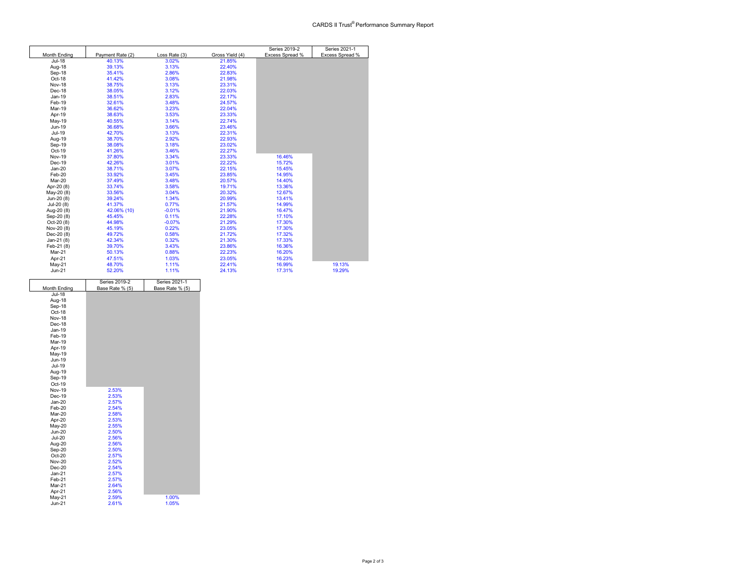# CARDS II Trust® Performance Summary Report

| Month Ending | Payment Rate (2) | Loss Rate (3) | Gross Yield (4) | Series 2019-2 Excess Spread % | Series 2021-1 Excess Spread % |
|---|---|---|---|---|---|
| Jul-18 | 40.13% | 3.02% | 21.85% | | |
| Aug-18 | 39.13% | 3.13% | 22.40% | | |
| Sep-18 | 35.41% | 2.86% | 22.83% | | |
| Oct-18 | 41.42% | 3.08% | 21.98% | | |
| Nov-18 | 38.75% | 3.13% | 23.31% | | |
| Dec-18 | 38.05% | 3.12% | 22.03% | | |
| Jan-19 | 38.51% | 2.83% | 22.17% | | |
| Feb-19 | 32.61% | 3.48% | 24.57% | | |
| Mar-19 | 36.62% | 3.23% | 22.04% | | |
| Apr-19 | 38.63% | 3.53% | 23.33% | | |
| May-19 | 40.55% | 3.14% | 22.74% | | |
| Jun-19 | 36.68% | 3.66% | 23.46% | | |
| Jul-19 | 42.70% | 3.13% | 22.31% | | |
| Aug-19 | 38.70% | 2.92% | 22.93% | | |
| Sep-19 | 38.08% | 3.18% | 23.02% | | |
| Oct-19 | 41.26% | 3.46% | 22.27% | | |
| Nov-19 | 37.80% | 3.34% | 23.33% | 16.46% | |
| Dec-19 | 42.26% | 3.01% | 22.22% | 15.72% | |
| Jan-20 | 38.71% | 3.07% | 22.15% | 15.45% | |
| Feb-20 | 33.92% | 3.45% | 23.85% | 14.95% | |
| Mar-20 | 37.49% | 3.48% | 20.57% | 14.40% | |
| Apr-20 (8) | 33.74% | 3.58% | 19.71% | 13.36% | |
| May-20 (8) | 33.56% | 3.04% | 20.32% | 12.67% | |
| Jun-20 (8) | 39.24% | 1.34% | 20.99% | 13.41% | |
| Jul-20 (8) | 41.37% | 0.77% | 21.57% | 14.99% | |
| Aug-20 (8) | 42.06% (10) | -0.01% | 21.90% | 16.47% | |
| Sep-20 (8) | 45.45% | 0.11% | 22.28% | 17.10% | |
| Oct-20 (8) | 44.98% | -0.07% | 21.29% | 17.30% | |
| Nov-20 (8) | 45.19% | 0.22% | 23.05% | 17.30% | |
| Dec-20 (8) | 49.72% | 0.58% | 21.72% | 17.32% | |
| Jan-21 (8) | 42.34% | 0.32% | 21.30% | 17.33% | |
| Feb-21 (8) | 39.70% | 3.43% | 23.86% | 16.36% | |
| Mar-21 | 50.13% | 0.88% | 22.23% | 16.20% | |
| Apr-21 | 47.51% | 1.03% | 23.05% | 16.23% | |
| May-21 | 48.70% | 1.11% | 22.41% | 16.99% | 19.13% |
| Jun-21 | 52.20% | 1.11% | 24.13% | 17.31% | 19.29% |

| Month Ending | Series 2019-2 Base Rate % (5) | Series 2021-1 Base Rate % (5) |
|---|---|---|
| Jul-18 | | |
| Aug-18 | | |
| Sep-18 | | |
| Oct-18 | | |
| Nov-18 | | |
| Dec-18 | | |
| Jan-19 | | |
| Feb-19 | | |
| Mar-19 | | |
| Apr-19 | | |
| May-19 | | |
| Jun-19 | | |
| Jul-19 | | |
| Aug-19 | | |
| Sep-19 | | |
| Oct-19 | | |
| Nov-19 | 2.53% | |
| Dec-19 | 2.53% | |
| Jan-20 | 2.57% | |
| Feb-20 | 2.54% | |
| Mar-20 | 2.58% | |
| Apr-20 | 2.53% | |
| May-20 | 2.55% | |
| Jun-20 | 2.50% | |
| Jul-20 | 2.56% | |
| Aug-20 | 2.56% | |
| Sep-20 | 2.50% | |
| Oct-20 | 2.57% | |
| Nov-20 | 2.52% | |
| Dec-20 | 2.54% | |
| Jan-21 | 2.57% | |
| Feb-21 | 2.57% | |
| Mar-21 | 2.64% | |
| Apr-21 | 2.56% | |
| May-21 | 2.59% | 1.00% |
| Jun-21 | 2.61% | 1.05% |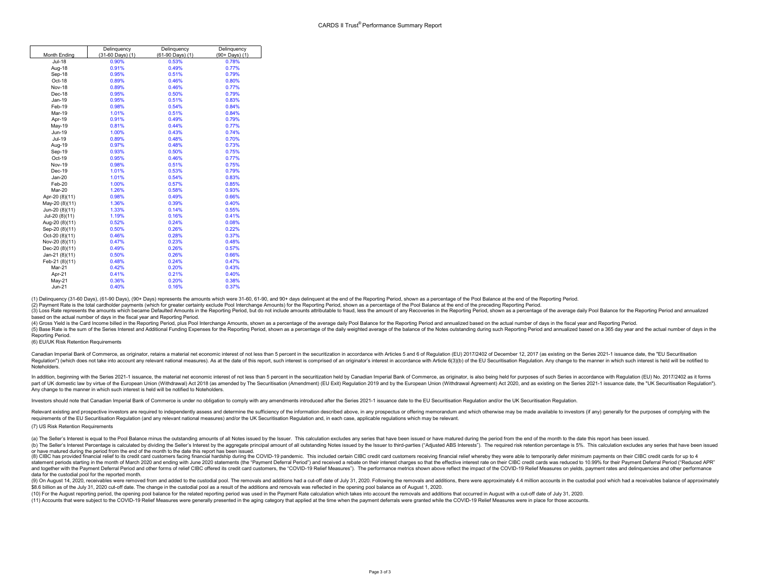# CARDS II Trust® Performance Summary Report

| Month Ending | Delinquency (31-60 Days) (1) | Delinquency (61-90 Days) (1) | Delinquency (90+ Days) (1) |
|---|---|---|---|
| Jul-18 | 0.90% | 0.53% | 0.78% |
| Aug-18 | 0.91% | 0.49% | 0.77% |
| Sep-18 | 0.95% | 0.51% | 0.79% |
| Oct-18 | 0.89% | 0.46% | 0.80% |
| Nov-18 | 0.89% | 0.46% | 0.77% |
| Dec-18 | 0.95% | 0.50% | 0.79% |
| Jan-19 | 0.95% | 0.51% | 0.83% |
| Feb-19 | 0.98% | 0.54% | 0.84% |
| Mar-19 | 1.01% | 0.51% | 0.84% |
| Apr-19 | 0.91% | 0.49% | 0.79% |
| May-19 | 0.81% | 0.44% | 0.77% |
| Jun-19 | 1.00% | 0.43% | 0.74% |
| Jul-19 | 0.89% | 0.48% | 0.70% |
| Aug-19 | 0.97% | 0.48% | 0.73% |
| Sep-19 | 0.93% | 0.50% | 0.75% |
| Oct-19 | 0.95% | 0.46% | 0.77% |
| Nov-19 | 0.98% | 0.51% | 0.75% |
| Dec-19 | 1.01% | 0.53% | 0.79% |
| Jan-20 | 1.01% | 0.54% | 0.83% |
| Feb-20 | 1.00% | 0.57% | 0.85% |
| Mar-20 | 1.26% | 0.58% | 0.93% |
| Apr-20 (8)(11) | 0.98% | 0.49% | 0.66% |
| May-20 (8)(11) | 1.36% | 0.39% | 0.40% |
| Jun-20 (8)(11) | 1.33% | 0.14% | 0.55% |
| Jul-20 (8)(11) | 1.19% | 0.16% | 0.41% |
| Aug-20 (8)(11) | 0.52% | 0.24% | 0.08% |
| Sep-20 (8)(11) | 0.50% | 0.26% | 0.22% |
| Oct-20 (8)(11) | 0.46% | 0.28% | 0.37% |
| Nov-20 (8)(11) | 0.47% | 0.23% | 0.48% |
| Dec-20 (8)(11) | 0.49% | 0.26% | 0.57% |
| Jan-21 (8)(11) | 0.50% | 0.26% | 0.66% |
| Feb-21 (8)(11) | 0.48% | 0.24% | 0.47% |
| Mar-21 | 0.42% | 0.20% | 0.43% |
| Apr-21 | 0.41% | 0.21% | 0.40% |
| May-21 | 0.36% | 0.20% | 0.38% |
| Jun-21 | 0.40% | 0.16% | 0.37% |

(1) Delinquency (31-60 Days), (61-90 Days), (90+ Days) represents the amounts which were 31-60, 61-90, and 90+ days delinquent at the end of the Reporting Period, shown as a percentage of the Pool Balance at the end of the Reporting Period.

(2) Payment Rate is the total cardholder payments (which for greater certainty exclude Pool Interchange Amounts) for the Reporting Period, shown as a percentage of the Pool Balance at the end of the preceding Reporting Period.

(3) Loss Rate represents the amounts which became Defaulted Amounts in the Reporting Period, but do not include amounts attributable to fraud, less the amount of any Recoveries in the Reporting Period, shown as a percentage of the average daily Pool Balance for the Reporting Period and annualized based on the actual number of days in the fiscal year and Reporting Period.

(4) Gross Yield is the Card Income billed in the Reporting Period, plus Pool Interchange Amounts, shown as a percentage of the average daily Pool Balance for the Reporting Period and annualized based on the actual number of days in the fiscal year and Reporting Period.

(5) Base Rate is the sum of the Series Interest and Additional Funding Expenses for the Reporting Period, shown as a percentage of the daily weighted average of the balance of the Notes outstanding during such Reporting Period and annualized based on a 365 day year and the actual number of days in the Reporting Period.

(6) EU/UK Risk Retention Requirements

Canadian Imperial Bank of Commerce, as originator, retains a material net economic interest of not less than 5 percent in the securitization in accordance with Articles 5 and 6 of Regulation (EU) 2017/2402 of December 12, 2017 (as existing on the Series 2021-1 issuance date, the "EU Securitisation Regulation") (which does not take into account any relevant national measures). As at the date of this report, such interest is comprised of an originator's interest in accordance with Article 6(3)(b) of the EU Securitisation Regulation. Any change to the manner in which such interest is held will be notified to Noteholders.

In addition, beginning with the Series 2021-1 issuance, the material net economic interest of not less than 5 percent in the securitization held by Canadian Imperial Bank of Commerce, as originator, is also being held for purposes of such Series in accordance with Regulation (EU) No. 2017/2402 as it forms part of UK domestic law by virtue of the European Union (Withdrawal) Act 2018 (as amended by The Securitisation (Amendment) (EU Exit) Regulation 2019 and by the European Union (Withdrawal Agreement) Act 2020, and as existing on the Series 2021-1 issuance date, the "UK Securitisation Regulation"). Any change to the manner in which such interest is held will be notified to Noteholders.

Investors should note that Canadian Imperial Bank of Commerce is under no obligation to comply with any amendments introduced after the Series 2021-1 issuance date to the EU Securitisation Regulation and/or the UK Securitisation Regulation.

Relevant existing and prospective investors are required to independently assess and determine the sufficiency of the information described above, in any prospectus or offering memorandum and which otherwise may be made available to investors (if any) generally for the purposes of complying with the requirements of the EU Securitisation Regulation (and any relevant national measures) and/or the UK Securitisation Regulation and, in each case, applicable regulations which may be relevant.

(7) US Risk Retention Requirements

(a) The Seller's Interest is equal to the Pool Balance minus the outstanding amounts of all Notes issued by the Issuer. This calculation excludes any series that have been issued or have matured during the period from the end of the month to the date this report has been issued.

(b) The Seller's Interest Percentage is calculated by dividing the Seller's Interest by the aggregate principal amount of all outstanding Notes issued by the Issuer to third-parties ("Adjusted ABS Interests"). The required risk retention percentage is 5%. This calculation excludes any series that have been issued or have matured during the period from the end of the month to the date this report has been issued.

(8) CIBC has provided financial relief to its credit card customers facing financial hardship during the COVID-19 pandemic. This included certain CIBC credit card customers receiving financial relief whereby they were able to temporarily defer minimum payments on their CIBC credit cards for up to 4 statement periods starting in the month of March 2020 and ending with June 2020 statements (the "Payment Deferral Period") and received a rebate on their interest charges so that the effective interest rate on their CIBC credit cards was reduced to 10.99% for their Payment Deferral Period ("Reduced APR" and together with the Payment Deferral Period and other forms of relief CIBC offered its credit card customers, the "COVID-19 Relief Measures"). The performance metrics shown above reflect the impact of the COVID-19 Relief Measures on yields, payment rates and delinquencies and other performance data for the custodial pool for the reported month.

(9) On August 14, 2020, receivables were removed from and added to the custodial pool. The removals and additions had a cut-off date of July 31, 2020. Following the removals and additions, there were approximately 4.4 million accounts in the custodial pool which had a receivables balance of approximately $8.6 billion as of the July 31, 2020 cut-off date. The change in the custodial pool as a result of the additions and removals was reflected in the opening pool balance as of August 1, 2020.

(10) For the August reporting period, the opening pool balance for the related reporting period was used in the Payment Rate calculation which takes into account the removals and additions that occurred in August with a cut-off date of July 31, 2020.

(11) Accounts that were subject to the COVID-19 Relief Measures were generally presented in the aging category that applied at the time when the payment deferrals were granted while the COVID-19 Relief Measures were in place for those accounts.